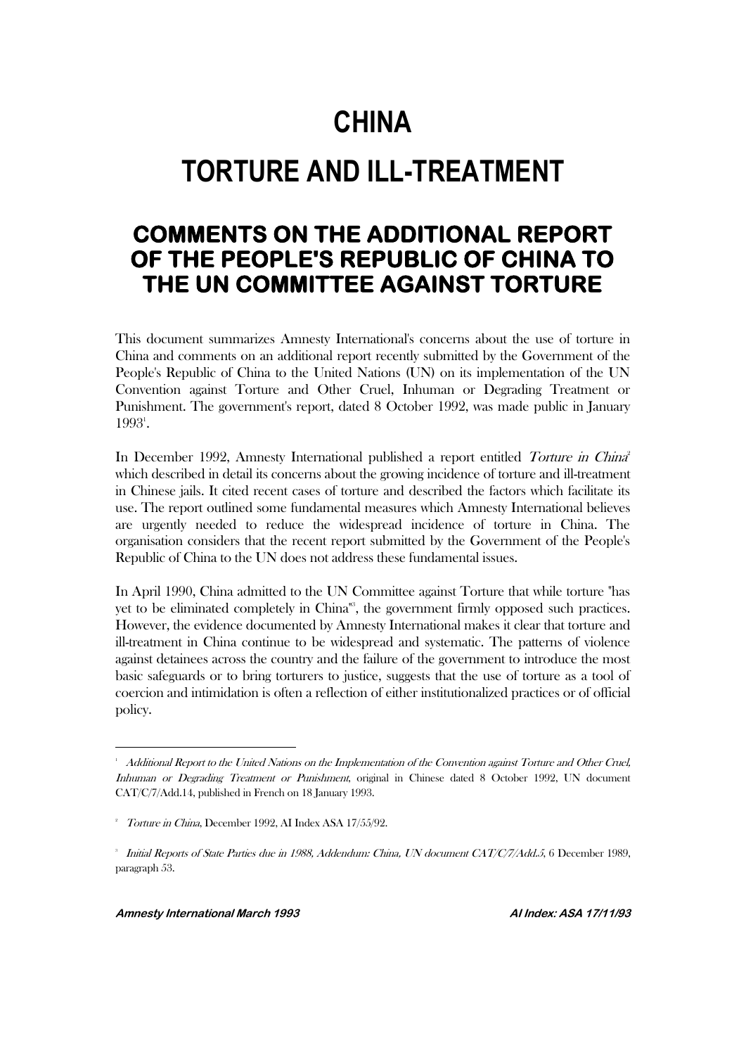# CHINA

# TORTURE AND ILL-TREATMENT

## COMMENTS ON THE ADDITIONAL REPORT OF THE PEOPLE'S REPUBLIC OF CHINA TO THE UN COMMITTEE AGAINST TORTURE

This document summarizes Amnesty International's concerns about the use of torture in China and comments on an additional report recently submitted by the Government of the People's Republic of China to the United Nations (UN) on its implementation of the UN Convention against Torture and Other Cruel, Inhuman or Degrading Treatment or Punishment. The government's report, dated 8 October 1992, was made public in January 1993[1].

In December 1992, Amnesty International published a report entitled *Torture in China*[2] which described in detail its concerns about the growing incidence of torture and ill-treatment in Chinese jails. It cited recent cases of torture and described the factors which facilitate its use. The report outlined some fundamental measures which Amnesty International believes are urgently needed to reduce the widespread incidence of torture in China. The organisation considers that the recent report submitted by the Government of the People's Republic of China to the UN does not address these fundamental issues.

In April 1990, China admitted to the UN Committee against Torture that while torture "has yet to be eliminated completely in China"[3], the government firmly opposed such practices. However, the evidence documented by Amnesty International makes it clear that torture and ill-treatment in China continue to be widespread and systematic. The patterns of violence against detainees across the country and the failure of the government to introduce the most basic safeguards or to bring torturers to justice, suggests that the use of torture as a tool of coercion and intimidation is often a reflection of either institutionalized practices or of official policy.

---

[1] *Additional Report to the United Nations on the Implementation of the Convention against Torture and Other Cruel, Inhuman or Degrading Treatment or Punishment*, original in Chinese dated 8 October 1992, UN document CAT/C/7/Add.14, published in French on 18 January 1993.

[2] *Torture in China*, December 1992, AI Index ASA 17/55/92.

[3] *Initial Reports of State Parties due in 1988, Addendum: China, UN document CAT/C/7/Add.5*, 6 December 1989, paragraph 53.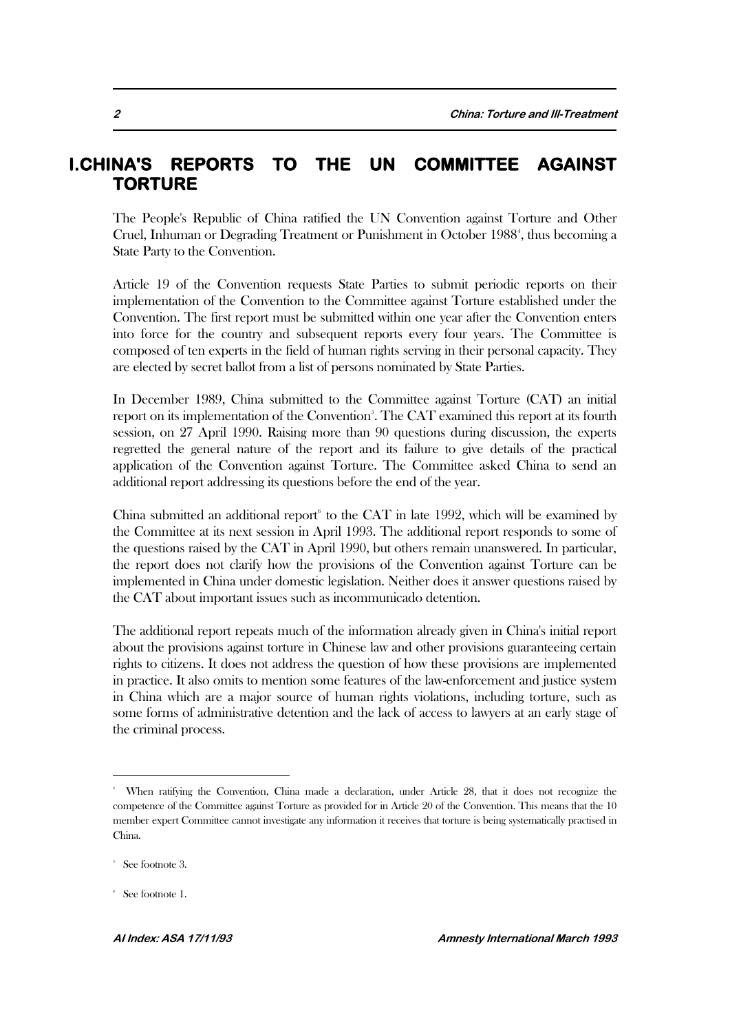# I.CHINA'S REPORTS TO THE UN COMMITTEE AGAINST TORTURE

The People's Republic of China ratified the UN Convention against Torture and Other Cruel, Inhuman or Degrading Treatment or Punishment in October 1988[4], thus becoming a State Party to the Convention.

Article 19 of the Convention requests State Parties to submit periodic reports on their implementation of the Convention to the Committee against Torture established under the Convention. The first report must be submitted within one year after the Convention enters into force for the country and subsequent reports every four years. The Committee is composed of ten experts in the field of human rights serving in their personal capacity. They are elected by secret ballot from a list of persons nominated by State Parties.

In December 1989, China submitted to the Committee against Torture (CAT) an initial report on its implementation of the Convention[5]. The CAT examined this report at its fourth session, on 27 April 1990. Raising more than 90 questions during discussion, the experts regretted the general nature of the report and its failure to give details of the practical application of the Convention against Torture. The Committee asked China to send an additional report addressing its questions before the end of the year.

China submitted an additional report[6] to the CAT in late 1992, which will be examined by the Committee at its next session in April 1993. The additional report responds to some of the questions raised by the CAT in April 1990, but others remain unanswered. In particular, the report does not clarify how the provisions of the Convention against Torture can be implemented in China under domestic legislation. Neither does it answer questions raised by the CAT about important issues such as incommunicado detention.

The additional report repeats much of the information already given in China's initial report about the provisions against torture in Chinese law and other provisions guaranteeing certain rights to citizens. It does not address the question of how these provisions are implemented in practice. It also omits to mention some features of the law-enforcement and justice system in China which are a major source of human rights violations, including torture, such as some forms of administrative detention and the lack of access to lawyers at an early stage of the criminal process.

---

[4] When ratifying the Convention, China made a declaration, under Article 28, that it does not recognize the competence of the Committee against Torture as provided for in Article 20 of the Convention. This means that the 10 member expert Committee cannot investigate any information it receives that torture is being systematically practised in China.

[5] See footnote 3.

[6] See footnote 1.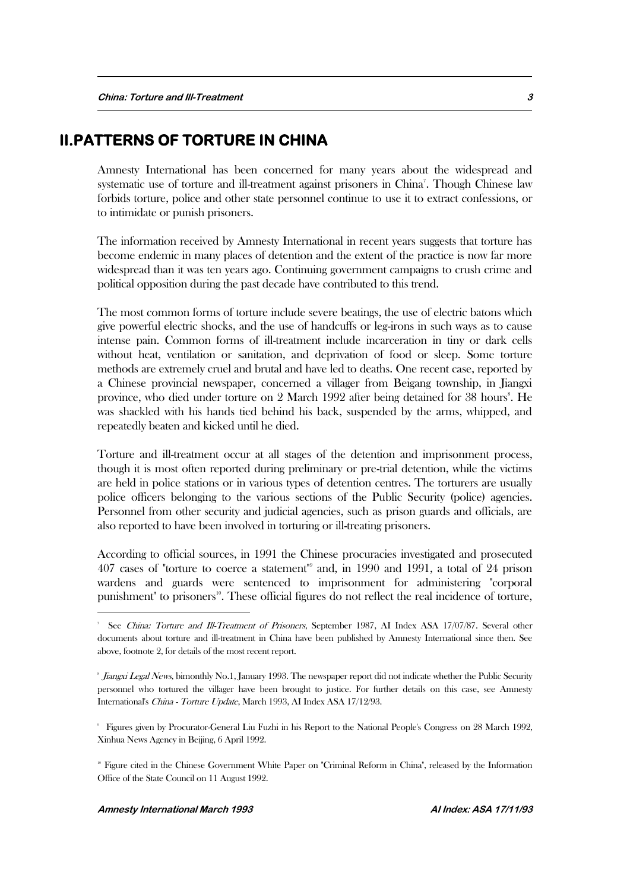## II. PATTERNS OF TORTURE IN CHINA

Amnesty International has been concerned for many years about the widespread and systematic use of torture and ill-treatment against prisoners in China[7]. Though Chinese law forbids torture, police and other state personnel continue to use it to extract confessions, or to intimidate or punish prisoners.

The information received by Amnesty International in recent years suggests that torture has become endemic in many places of detention and the extent of the practice is now far more widespread than it was ten years ago. Continuing government campaigns to crush crime and political opposition during the past decade have contributed to this trend.

The most common forms of torture include severe beatings, the use of electric batons which give powerful electric shocks, and the use of handcuffs or leg-irons in such ways as to cause intense pain. Common forms of ill-treatment include incarceration in tiny or dark cells without heat, ventilation or sanitation, and deprivation of food or sleep. Some torture methods are extremely cruel and brutal and have led to deaths. One recent case, reported by a Chinese provincial newspaper, concerned a villager from Beigang township, in Jiangxi province, who died under torture on 2 March 1992 after being detained for 38 hours[8]. He was shackled with his hands tied behind his back, suspended by the arms, whipped, and repeatedly beaten and kicked until he died.

Torture and ill-treatment occur at all stages of the detention and imprisonment process, though it is most often reported during preliminary or pre-trial detention, while the victims are held in police stations or in various types of detention centres. The torturers are usually police officers belonging to the various sections of the Public Security (police) agencies. Personnel from other security and judicial agencies, such as prison guards and officials, are also reported to have been involved in torturing or ill-treating prisoners.

According to official sources, in 1991 the Chinese procuracies investigated and prosecuted 407 cases of "torture to coerce a statement"[9] and, in 1990 and 1991, a total of 24 prison wardens and guards were sentenced to imprisonment for administering "corporal punishment" to prisoners[10]. These official figures do not reflect the real incidence of torture,

---

[7] See *China: Torture and Ill-Treatment of Prisoners*, September 1987, AI Index ASA 17/07/87. Several other documents about torture and ill-treatment in China have been published by Amnesty International since then. See above, footnote 2, for details of the most recent report.

[8] *Jiangxi Legal News*, bimonthly No.1, January 1993. The newspaper report did not indicate whether the Public Security personnel who tortured the villager have been brought to justice. For further details on this case, see Amnesty International's *China - Torture Update*, March 1993, AI Index ASA 17/12/93.

[9] Figures given by Procurator-General Liu Fuzhi in his Report to the National People's Congress on 28 March 1992, Xinhua News Agency in Beijing, 6 April 1992.

[10] Figure cited in the Chinese Government White Paper on "Criminal Reform in China", released by the Information Office of the State Council on 11 August 1992.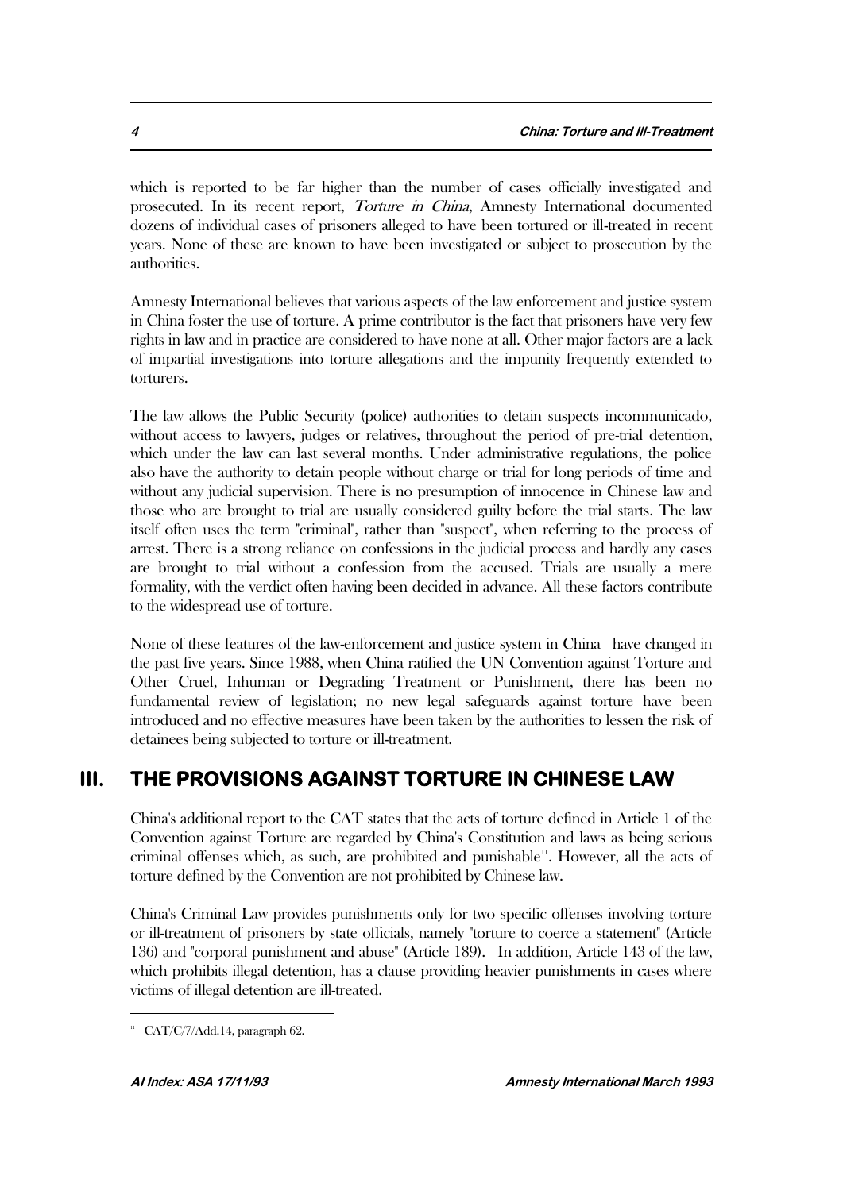which is reported to be far higher than the number of cases officially investigated and prosecuted. In its recent report, *Torture in China*, Amnesty International documented dozens of individual cases of prisoners alleged to have been tortured or ill-treated in recent years. None of these are known to have been investigated or subject to prosecution by the authorities.

Amnesty International believes that various aspects of the law enforcement and justice system in China foster the use of torture. A prime contributor is the fact that prisoners have very few rights in law and in practice are considered to have none at all. Other major factors are a lack of impartial investigations into torture allegations and the impunity frequently extended to torturers.

The law allows the Public Security (police) authorities to detain suspects incommunicado, without access to lawyers, judges or relatives, throughout the period of pre-trial detention, which under the law can last several months. Under administrative regulations, the police also have the authority to detain people without charge or trial for long periods of time and without any judicial supervision. There is no presumption of innocence in Chinese law and those who are brought to trial are usually considered guilty before the trial starts. The law itself often uses the term "criminal", rather than "suspect", when referring to the process of arrest. There is a strong reliance on confessions in the judicial process and hardly any cases are brought to trial without a confession from the accused. Trials are usually a mere formality, with the verdict often having been decided in advance. All these factors contribute to the widespread use of torture.

None of these features of the law-enforcement and justice system in China have changed in the past five years. Since 1988, when China ratified the UN Convention against Torture and Other Cruel, Inhuman or Degrading Treatment or Punishment, there has been no fundamental review of legislation; no new legal safeguards against torture have been introduced and no effective measures have been taken by the authorities to lessen the risk of detainees being subjected to torture or ill-treatment.

## III. THE PROVISIONS AGAINST TORTURE IN CHINESE LAW

China's additional report to the CAT states that the acts of torture defined in Article 1 of the Convention against Torture are regarded by China's Constitution and laws as being serious criminal offenses which, as such, are prohibited and punishable[11]. However, all the acts of torture defined by the Convention are not prohibited by Chinese law.

China's Criminal Law provides punishments only for two specific offenses involving torture or ill-treatment of prisoners by state officials, namely "torture to coerce a statement" (Article 136) and "corporal punishment and abuse" (Article 189). In addition, Article 143 of the law, which prohibits illegal detention, has a clause providing heavier punishments in cases where victims of illegal detention are ill-treated.

---

[11] CAT/C/7/Add.14, paragraph 62.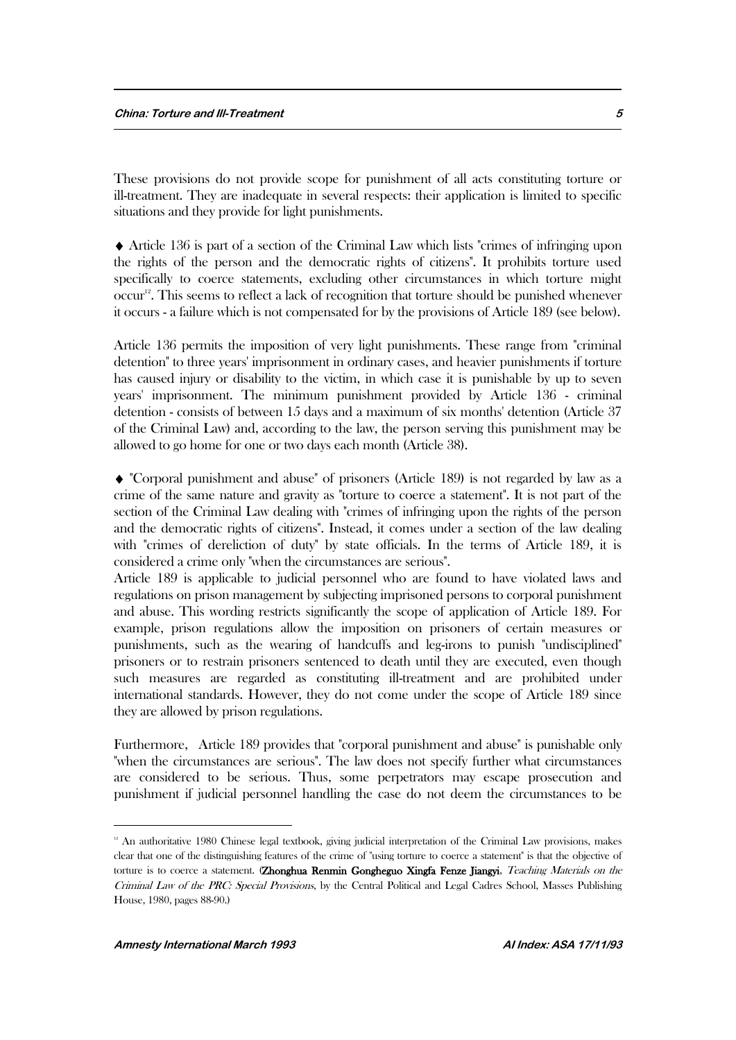These provisions do not provide scope for punishment of all acts constituting torture or ill-treatment. They are inadequate in several respects: their application is limited to specific situations and they provide for light punishments.

♦ Article 136 is part of a section of the Criminal Law which lists "crimes of infringing upon the rights of the person and the democratic rights of citizens". It prohibits torture used specifically to coerce statements, excluding other circumstances in which torture might occur[12]. This seems to reflect a lack of recognition that torture should be punished whenever it occurs - a failure which is not compensated for by the provisions of Article 189 (see below).

Article 136 permits the imposition of very light punishments. These range from "criminal detention" to three years' imprisonment in ordinary cases, and heavier punishments if torture has caused injury or disability to the victim, in which case it is punishable by up to seven years' imprisonment. The minimum punishment provided by Article 136 - criminal detention - consists of between 15 days and a maximum of six months' detention (Article 37 of the Criminal Law) and, according to the law, the person serving this punishment may be allowed to go home for one or two days each month (Article 38).

♦ "Corporal punishment and abuse" of prisoners (Article 189) is not regarded by law as a crime of the same nature and gravity as "torture to coerce a statement". It is not part of the section of the Criminal Law dealing with "crimes of infringing upon the rights of the person and the democratic rights of citizens". Instead, it comes under a section of the law dealing with "crimes of dereliction of duty" by state officials. In the terms of Article 189, it is considered a crime only "when the circumstances are serious".

Article 189 is applicable to judicial personnel who are found to have violated laws and regulations on prison management by subjecting imprisoned persons to corporal punishment and abuse. This wording restricts significantly the scope of application of Article 189. For example, prison regulations allow the imposition on prisoners of certain measures or punishments, such as the wearing of handcuffs and leg-irons to punish "undisciplined" prisoners or to restrain prisoners sentenced to death until they are executed, even though such measures are regarded as constituting ill-treatment and are prohibited under international standards. However, they do not come under the scope of Article 189 since they are allowed by prison regulations.

Furthermore, Article 189 provides that "corporal punishment and abuse" is punishable only "when the circumstances are serious". The law does not specify further what circumstances are considered to be serious. Thus, some perpetrators may escape prosecution and punishment if judicial personnel handling the case do not deem the circumstances to be

---

[12] An authoritative 1980 Chinese legal textbook, giving judicial interpretation of the Criminal Law provisions, makes clear that one of the distinguishing features of the crime of "using torture to coerce a statement" is that the objective of torture is to coerce a statement. (**Zhonghua Renmin Gongheguo Xingfa Fenze Jiangyi**, *Teaching Materials on the Criminal Law of the PRC: Special Provisions*, by the Central Political and Legal Cadres School, Masses Publishing House, 1980, pages 88-90.)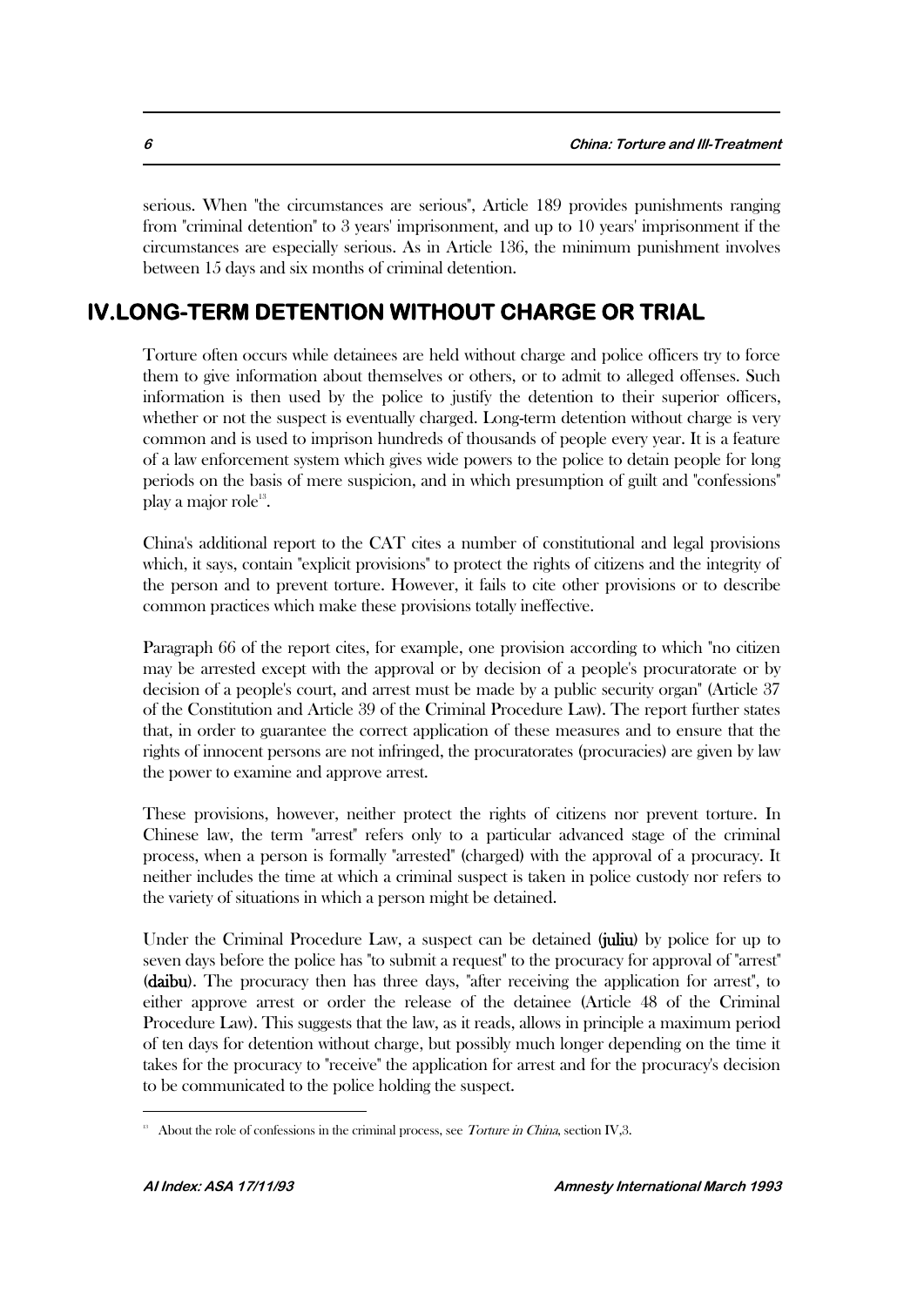serious. When "the circumstances are serious", Article 189 provides punishments ranging from "criminal detention" to 3 years' imprisonment, and up to 10 years' imprisonment if the circumstances are especially serious. As in Article 136, the minimum punishment involves between 15 days and six months of criminal detention.

## IV.LONG-TERM DETENTION WITHOUT CHARGE OR TRIAL

Torture often occurs while detainees are held without charge and police officers try to force them to give information about themselves or others, or to admit to alleged offenses. Such information is then used by the police to justify the detention to their superior officers, whether or not the suspect is eventually charged. Long-term detention without charge is very common and is used to imprison hundreds of thousands of people every year. It is a feature of a law enforcement system which gives wide powers to the police to detain people for long periods on the basis of mere suspicion, and in which presumption of guilt and "confessions" play a major role[13].

China's additional report to the CAT cites a number of constitutional and legal provisions which, it says, contain "explicit provisions" to protect the rights of citizens and the integrity of the person and to prevent torture. However, it fails to cite other provisions or to describe common practices which make these provisions totally ineffective.

Paragraph 66 of the report cites, for example, one provision according to which "no citizen may be arrested except with the approval or by decision of a people's procuratorate or by decision of a people's court, and arrest must be made by a public security organ" (Article 37 of the Constitution and Article 39 of the Criminal Procedure Law). The report further states that, in order to guarantee the correct application of these measures and to ensure that the rights of innocent persons are not infringed, the procuratorates (procuracies) are given by law the power to examine and approve arrest.

These provisions, however, neither protect the rights of citizens nor prevent torture. In Chinese law, the term "arrest" refers only to a particular advanced stage of the criminal process, when a person is formally "arrested" (charged) with the approval of a procuracy. It neither includes the time at which a criminal suspect is taken in police custody nor refers to the variety of situations in which a person might be detained.

Under the Criminal Procedure Law, a suspect can be detained (**juliu**) by police for up to seven days before the police has "to submit a request" to the procuracy for approval of "arrest" (**daibu**). The procuracy then has three days, "after receiving the application for arrest", to either approve arrest or order the release of the detainee (Article 48 of the Criminal Procedure Law). This suggests that the law, as it reads, allows in principle a maximum period of ten days for detention without charge, but possibly much longer depending on the time it takes for the procuracy to "receive" the application for arrest and for the procuracy's decision to be communicated to the police holding the suspect.

---

[13] About the role of confessions in the criminal process, see *Torture in China*, section IV,3.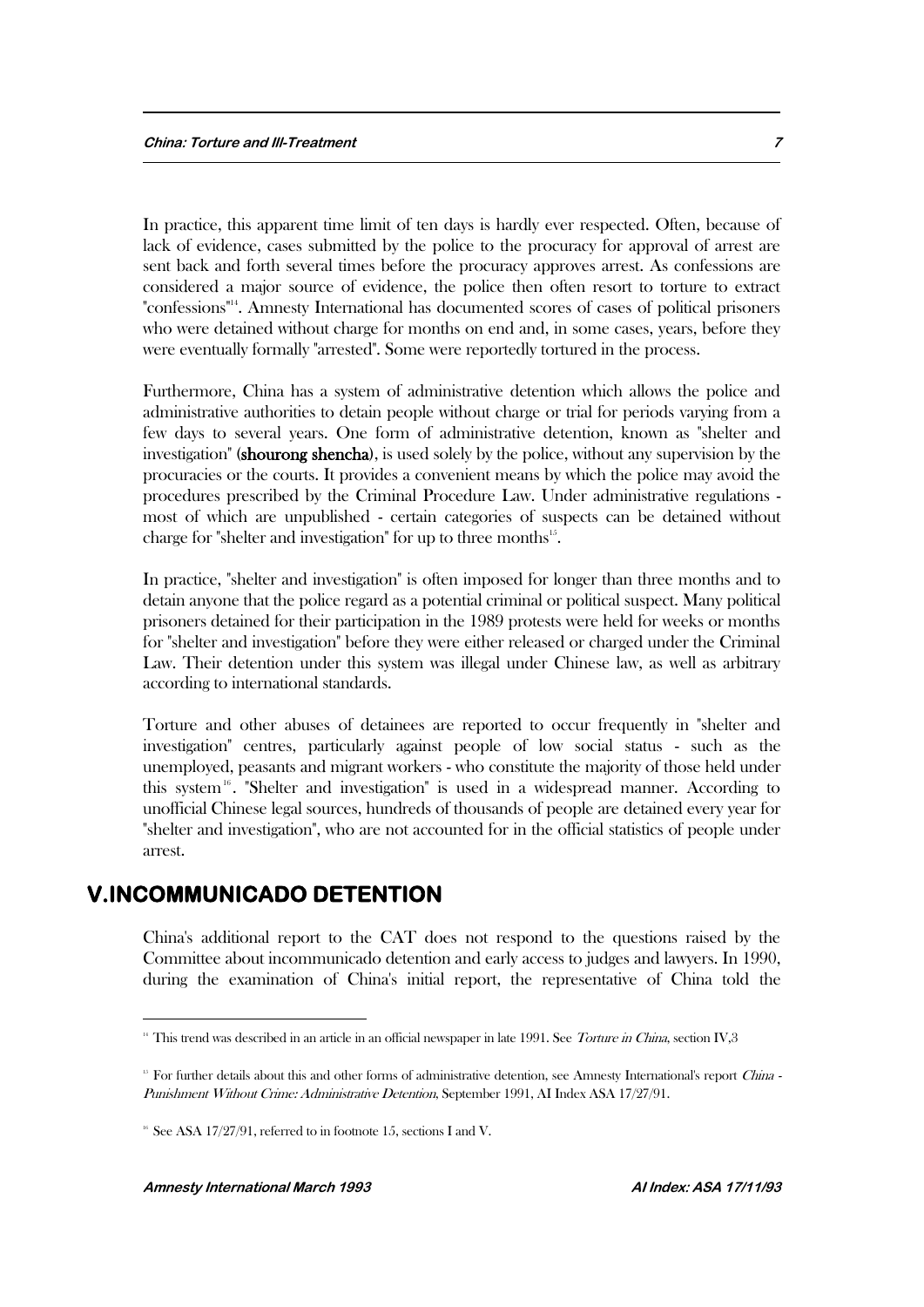In practice, this apparent time limit of ten days is hardly ever respected. Often, because of lack of evidence, cases submitted by the police to the procuracy for approval of arrest are sent back and forth several times before the procuracy approves arrest. As confessions are considered a major source of evidence, the police then often resort to torture to extract "confessions"[14]. Amnesty International has documented scores of cases of political prisoners who were detained without charge for months on end and, in some cases, years, before they were eventually formally "arrested". Some were reportedly tortured in the process.

Furthermore, China has a system of administrative detention which allows the police and administrative authorities to detain people without charge or trial for periods varying from a few days to several years. One form of administrative detention, known as "shelter and investigation" (**shourong shencha**), is used solely by the police, without any supervision by the procuracies or the courts. It provides a convenient means by which the police may avoid the procedures prescribed by the Criminal Procedure Law. Under administrative regulations - most of which are unpublished - certain categories of suspects can be detained without charge for "shelter and investigation" for up to three months[15].

In practice, "shelter and investigation" is often imposed for longer than three months and to detain anyone that the police regard as a potential criminal or political suspect. Many political prisoners detained for their participation in the 1989 protests were held for weeks or months for "shelter and investigation" before they were either released or charged under the Criminal Law. Their detention under this system was illegal under Chinese law, as well as arbitrary according to international standards.

Torture and other abuses of detainees are reported to occur frequently in "shelter and investigation" centres, particularly against people of low social status - such as the unemployed, peasants and migrant workers - who constitute the majority of those held under this system[16]. "Shelter and investigation" is used in a widespread manner. According to unofficial Chinese legal sources, hundreds of thousands of people are detained every year for "shelter and investigation", who are not accounted for in the official statistics of people under arrest.

## V.INCOMMUNICADO DETENTION

China's additional report to the CAT does not respond to the questions raised by the Committee about incommunicado detention and early access to judges and lawyers. In 1990, during the examination of China's initial report, the representative of China told the

---

[14] This trend was described in an article in an official newspaper in late 1991. See *Torture in China*, section IV,3

[15] For further details about this and other forms of administrative detention, see Amnesty International's report *China - Punishment Without Crime: Administrative Detention*, September 1991, AI Index ASA 17/27/91.

[16] See ASA 17/27/91, referred to in footnote 15, sections I and V.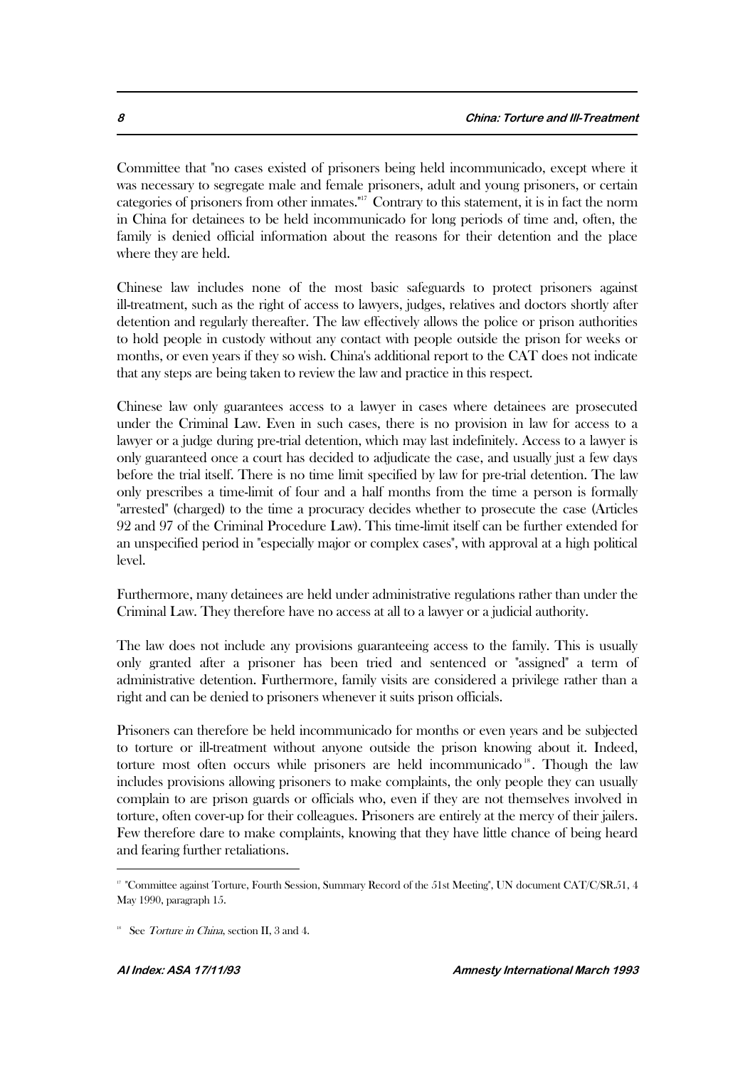Committee that "no cases existed of prisoners being held incommunicado, except where it was necessary to segregate male and female prisoners, adult and young prisoners, or certain categories of prisoners from other inmates."[17] Contrary to this statement, it is in fact the norm in China for detainees to be held incommunicado for long periods of time and, often, the family is denied official information about the reasons for their detention and the place where they are held.

Chinese law includes none of the most basic safeguards to protect prisoners against ill-treatment, such as the right of access to lawyers, judges, relatives and doctors shortly after detention and regularly thereafter. The law effectively allows the police or prison authorities to hold people in custody without any contact with people outside the prison for weeks or months, or even years if they so wish. China's additional report to the CAT does not indicate that any steps are being taken to review the law and practice in this respect.

Chinese law only guarantees access to a lawyer in cases where detainees are prosecuted under the Criminal Law. Even in such cases, there is no provision in law for access to a lawyer or a judge during pre-trial detention, which may last indefinitely. Access to a lawyer is only guaranteed once a court has decided to adjudicate the case, and usually just a few days before the trial itself. There is no time limit specified by law for pre-trial detention. The law only prescribes a time-limit of four and a half months from the time a person is formally "arrested" (charged) to the time a procuracy decides whether to prosecute the case (Articles 92 and 97 of the Criminal Procedure Law). This time-limit itself can be further extended for an unspecified period in "especially major or complex cases", with approval at a high political level.

Furthermore, many detainees are held under administrative regulations rather than under the Criminal Law. They therefore have no access at all to a lawyer or a judicial authority.

The law does not include any provisions guaranteeing access to the family. This is usually only granted after a prisoner has been tried and sentenced or "assigned" a term of administrative detention. Furthermore, family visits are considered a privilege rather than a right and can be denied to prisoners whenever it suits prison officials.

Prisoners can therefore be held incommunicado for months or even years and be subjected to torture or ill-treatment without anyone outside the prison knowing about it. Indeed, torture most often occurs while prisoners are held incommunicado[18]. Though the law includes provisions allowing prisoners to make complaints, the only people they can usually complain to are prison guards or officials who, even if they are not themselves involved in torture, often cover-up for their colleagues. Prisoners are entirely at the mercy of their jailers. Few therefore dare to make complaints, knowing that they have little chance of being heard and fearing further retaliations.

---

[17] "Committee against Torture, Fourth Session, Summary Record of the 51st Meeting", UN document CAT/C/SR.51, 4 May 1990, paragraph 15.

[18] See *Torture in China*, section II, 3 and 4.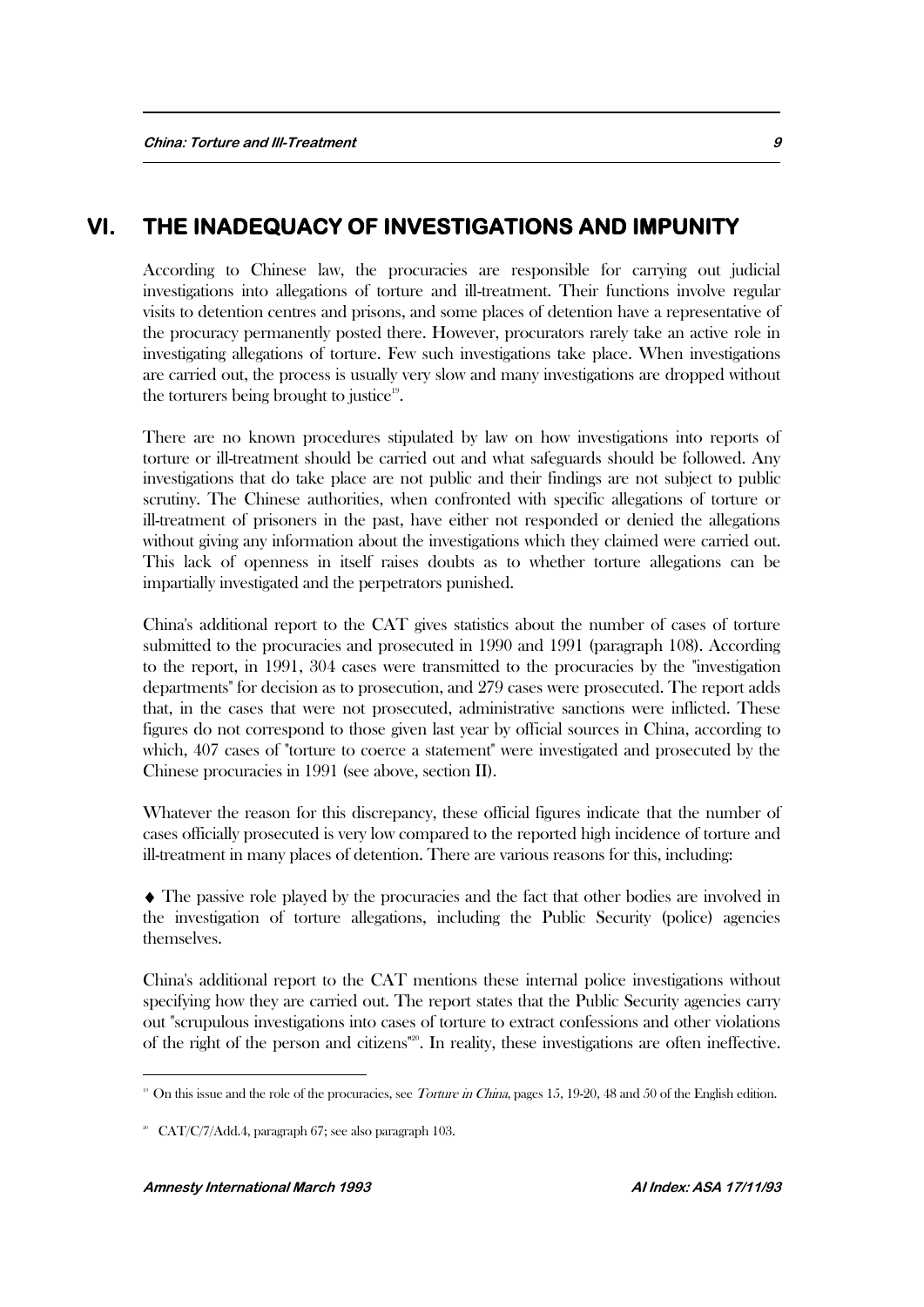## VI. THE INADEQUACY OF INVESTIGATIONS AND IMPUNITY

According to Chinese law, the procuracies are responsible for carrying out judicial investigations into allegations of torture and ill-treatment. Their functions involve regular visits to detention centres and prisons, and some places of detention have a representative of the procuracy permanently posted there. However, procurators rarely take an active role in investigating allegations of torture. Few such investigations take place. When investigations are carried out, the process is usually very slow and many investigations are dropped without the torturers being brought to justice[19].

There are no known procedures stipulated by law on how investigations into reports of torture or ill-treatment should be carried out and what safeguards should be followed. Any investigations that do take place are not public and their findings are not subject to public scrutiny. The Chinese authorities, when confronted with specific allegations of torture or ill-treatment of prisoners in the past, have either not responded or denied the allegations without giving any information about the investigations which they claimed were carried out. This lack of openness in itself raises doubts as to whether torture allegations can be impartially investigated and the perpetrators punished.

China's additional report to the CAT gives statistics about the number of cases of torture submitted to the procuracies and prosecuted in 1990 and 1991 (paragraph 108). According to the report, in 1991, 304 cases were transmitted to the procuracies by the "investigation departments" for decision as to prosecution, and 279 cases were prosecuted. The report adds that, in the cases that were not prosecuted, administrative sanctions were inflicted. These figures do not correspond to those given last year by official sources in China, according to which, 407 cases of "torture to coerce a statement" were investigated and prosecuted by the Chinese procuracies in 1991 (see above, section II).

Whatever the reason for this discrepancy, these official figures indicate that the number of cases officially prosecuted is very low compared to the reported high incidence of torture and ill-treatment in many places of detention. There are various reasons for this, including:

♦ The passive role played by the procuracies and the fact that other bodies are involved in the investigation of torture allegations, including the Public Security (police) agencies themselves.

China's additional report to the CAT mentions these internal police investigations without specifying how they are carried out. The report states that the Public Security agencies carry out "scrupulous investigations into cases of torture to extract confessions and other violations of the right of the person and citizens"[20]. In reality, these investigations are often ineffective.

---

[19] On this issue and the role of the procuracies, see *Torture in China*, pages 15, 19-20, 48 and 50 of the English edition.

[20] CAT/C/7/Add.4, paragraph 67; see also paragraph 103.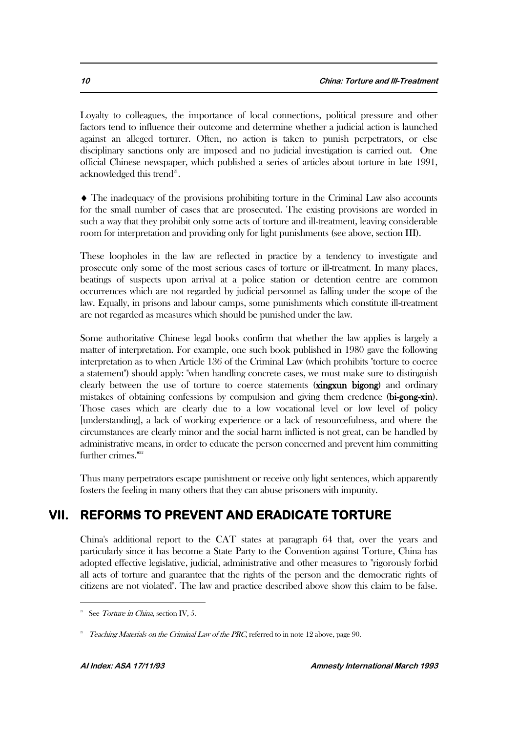Loyalty to colleagues, the importance of local connections, political pressure and other factors tend to influence their outcome and determine whether a judicial action is launched against an alleged torturer. Often, no action is taken to punish perpetrators, or else disciplinary sanctions only are imposed and no judicial investigation is carried out. One official Chinese newspaper, which published a series of articles about torture in late 1991, acknowledged this trend[21].

♦ The inadequacy of the provisions prohibiting torture in the Criminal Law also accounts for the small number of cases that are prosecuted. The existing provisions are worded in such a way that they prohibit only some acts of torture and ill-treatment, leaving considerable room for interpretation and providing only for light punishments (see above, section III).

These loopholes in the law are reflected in practice by a tendency to investigate and prosecute only some of the most serious cases of torture or ill-treatment. In many places, beatings of suspects upon arrival at a police station or detention centre are common occurrences which are not regarded by judicial personnel as falling under the scope of the law. Equally, in prisons and labour camps, some punishments which constitute ill-treatment are not regarded as measures which should be punished under the law.

Some authoritative Chinese legal books confirm that whether the law applies is largely a matter of interpretation. For example, one such book published in 1980 gave the following interpretation as to when Article 136 of the Criminal Law (which prohibits "torture to coerce a statement") should apply: "when handling concrete cases, we must make sure to distinguish clearly between the use of torture to coerce statements (**xingxun bigong**) and ordinary mistakes of obtaining confessions by compulsion and giving them credence (**bi-gong-xin**). Those cases which are clearly due to a low vocational level or low level of policy [understanding], a lack of working experience or a lack of resourcefulness, and where the circumstances are clearly minor and the social harm inflicted is not great, can be handled by administrative means, in order to educate the person concerned and prevent him committing further crimes."[22]

Thus many perpetrators escape punishment or receive only light sentences, which apparently fosters the feeling in many others that they can abuse prisoners with impunity.

## VII. REFORMS TO PREVENT AND ERADICATE TORTURE

China's additional report to the CAT states at paragraph 64 that, over the years and particularly since it has become a State Party to the Convention against Torture, China has adopted effective legislative, judicial, administrative and other measures to "rigorously forbid all acts of torture and guarantee that the rights of the person and the democratic rights of citizens are not violated". The law and practice described above show this claim to be false.

---

[21] See *Torture in China*, section IV, 5.

[22] *Teaching Materials on the Criminal Law of the PRC*, referred to in note 12 above, page 90.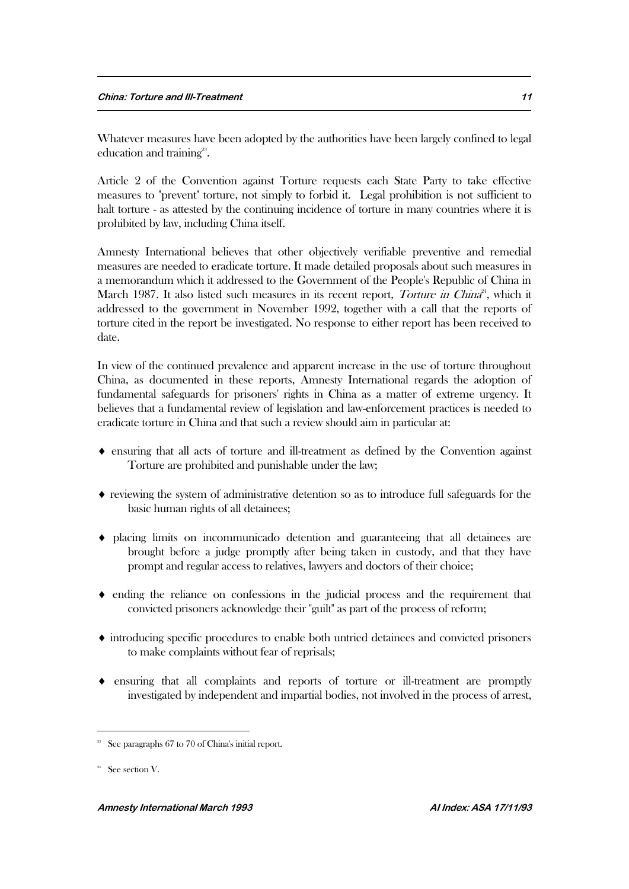Whatever measures have been adopted by the authorities have been largely confined to legal education and training[23].

Article 2 of the Convention against Torture requests each State Party to take effective measures to "prevent" torture, not simply to forbid it. Legal prohibition is not sufficient to halt torture - as attested by the continuing incidence of torture in many countries where it is prohibited by law, including China itself.

Amnesty International believes that other objectively verifiable preventive and remedial measures are needed to eradicate torture. It made detailed proposals about such measures in a memorandum which it addressed to the Government of the People's Republic of China in March 1987. It also listed such measures in its recent report, *Torture in China*[24], which it addressed to the government in November 1992, together with a call that the reports of torture cited in the report be investigated. No response to either report has been received to date.

In view of the continued prevalence and apparent increase in the use of torture throughout China, as documented in these reports, Amnesty International regards the adoption of fundamental safeguards for prisoners' rights in China as a matter of extreme urgency. It believes that a fundamental review of legislation and law-enforcement practices is needed to eradicate torture in China and that such a review should aim in particular at:

- ensuring that all acts of torture and ill-treatment as defined by the Convention against Torture are prohibited and punishable under the law;
- reviewing the system of administrative detention so as to introduce full safeguards for the basic human rights of all detainees;
- placing limits on incommunicado detention and guaranteeing that all detainees are brought before a judge promptly after being taken in custody, and that they have prompt and regular access to relatives, lawyers and doctors of their choice;
- ending the reliance on confessions in the judicial process and the requirement that convicted prisoners acknowledge their "guilt" as part of the process of reform;
- introducing specific procedures to enable both untried detainees and convicted prisoners to make complaints without fear of reprisals;
- ensuring that all complaints and reports of torture or ill-treatment are promptly investigated by independent and impartial bodies, not involved in the process of arrest,

---

[23] See paragraphs 67 to 70 of China's initial report.

[24] See section V.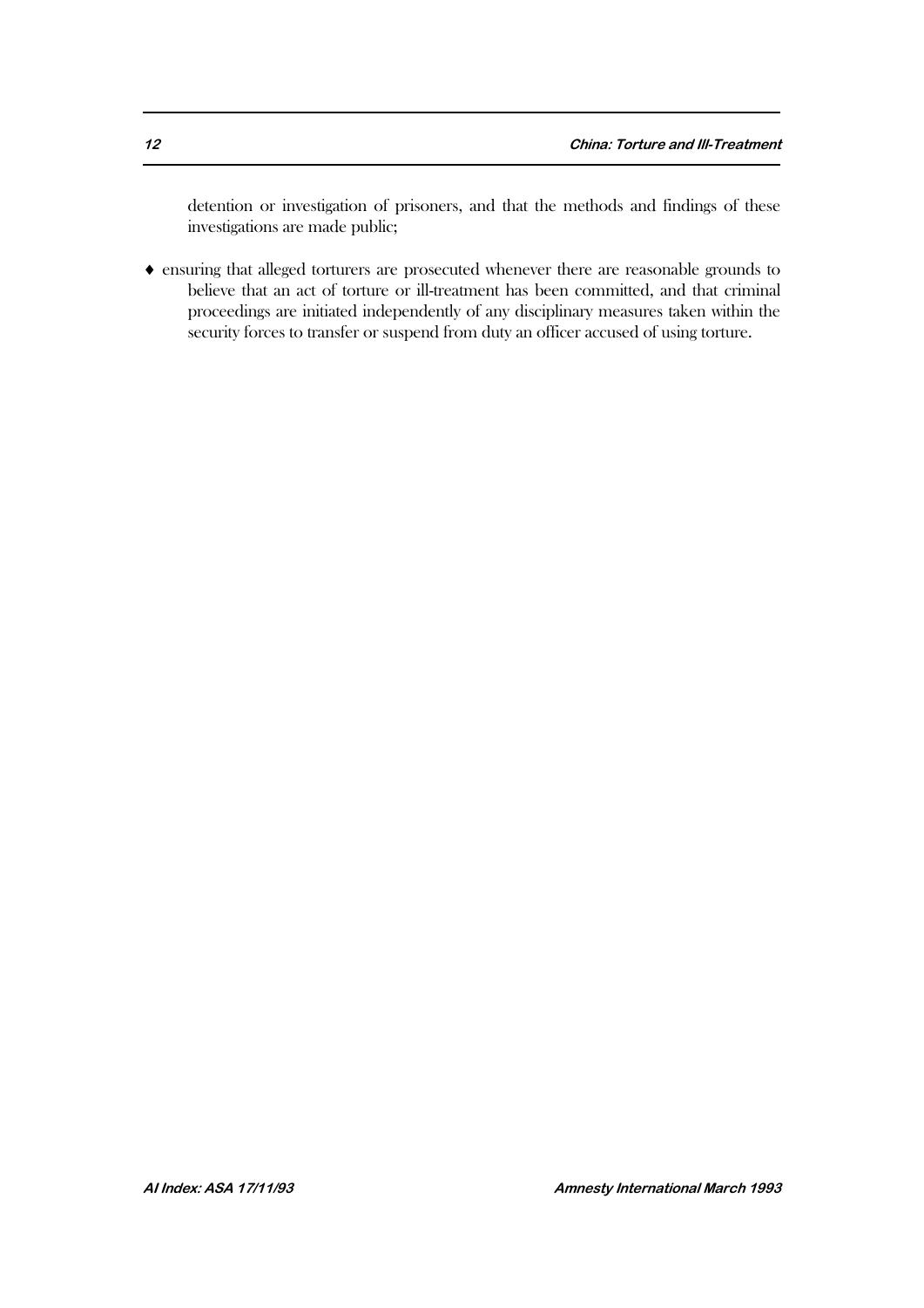detention or investigation of prisoners, and that the methods and findings of these investigations are made public;

- ensuring that alleged torturers are prosecuted whenever there are reasonable grounds to believe that an act of torture or ill-treatment has been committed, and that criminal proceedings are initiated independently of any disciplinary measures taken within the security forces to transfer or suspend from duty an officer accused of using torture.